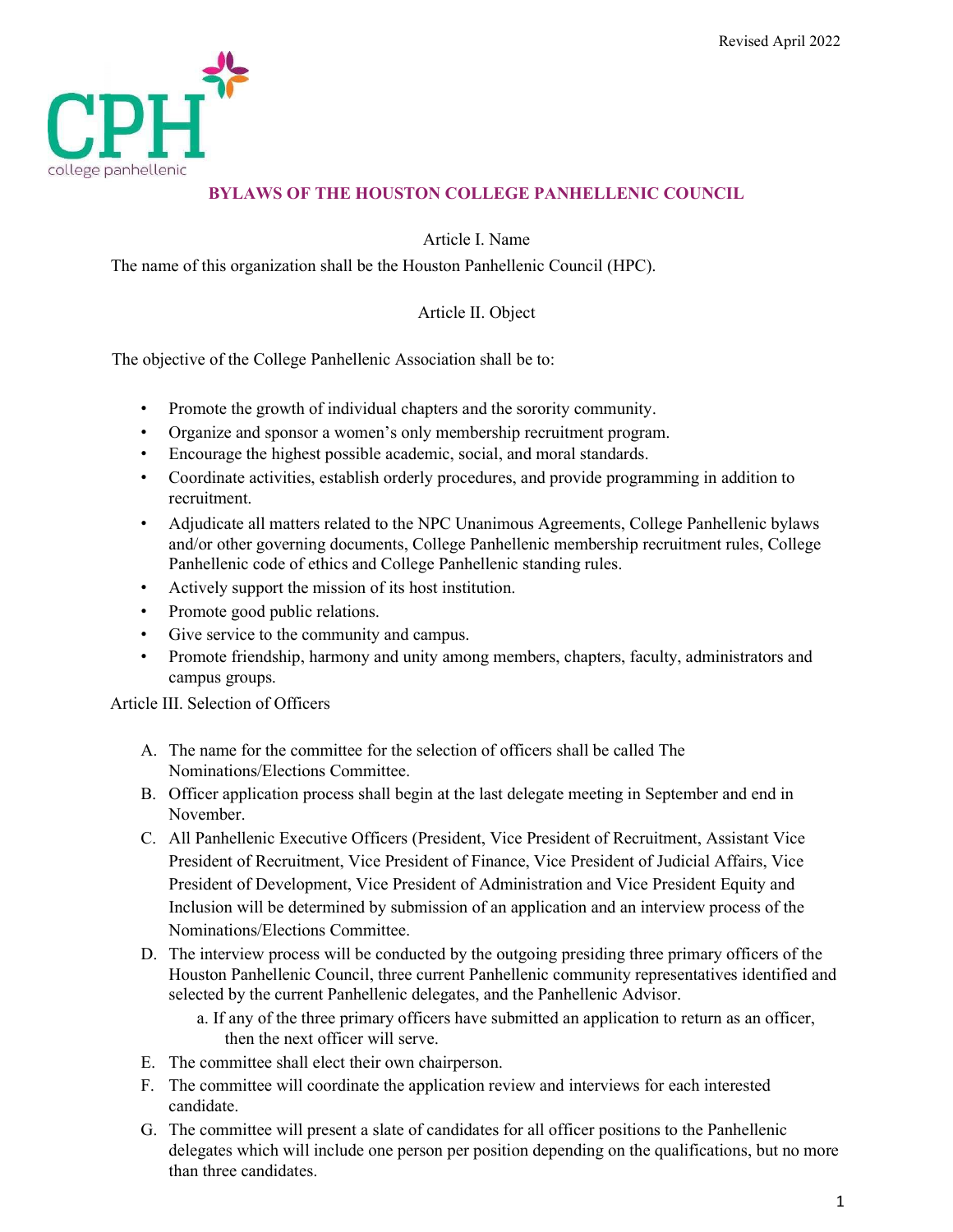Revised April 2022

CPH
college panhellenic

# BYLAWS OF THE HOUSTON COLLEGE PANHELLENIC COUNCIL

## Article I. Name

The name of this organization shall be the Houston Panhellenic Council (HPC).

## Article II. Object

The objective of the College Panhellenic Association shall be to:

- Promote the growth of individual chapters and the sorority community.
- Organize and sponsor a women's only membership recruitment program.
- Encourage the highest possible academic, social, and moral standards.
- Coordinate activities, establish orderly procedures, and provide programming in addition to recruitment.
- Adjudicate all matters related to the NPC Unanimous Agreements, College Panhellenic bylaws and/or other governing documents, College Panhellenic membership recruitment rules, College Panhellenic code of ethics and College Panhellenic standing rules.
- Actively support the mission of its host institution.
- Promote good public relations.
- Give service to the community and campus.
- Promote friendship, harmony and unity among members, chapters, faculty, administrators and campus groups.

## Article III. Selection of Officers

A. The name for the committee for the selection of officers shall be called The Nominations/Elections Committee.

B. Officer application process shall begin at the last delegate meeting in September and end in November.

C. All Panhellenic Executive Officers (President, Vice President of Recruitment, Assistant Vice President of Recruitment, Vice President of Finance, Vice President of Judicial Affairs, Vice President of Development, Vice President of Administration and Vice President Equity and Inclusion will be determined by submission of an application and an interview process of the Nominations/Elections Committee.

D. The interview process will be conducted by the outgoing presiding three primary officers of the Houston Panhellenic Council, three current Panhellenic community representatives identified and selected by the current Panhellenic delegates, and the Panhellenic Advisor.

   a. If any of the three primary officers have submitted an application to return as an officer, then the next officer will serve.

E. The committee shall elect their own chairperson.

F. The committee will coordinate the application review and interviews for each interested candidate.

G. The committee will present a slate of candidates for all officer positions to the Panhellenic delegates which will include one person per position depending on the qualifications, but no more than three candidates.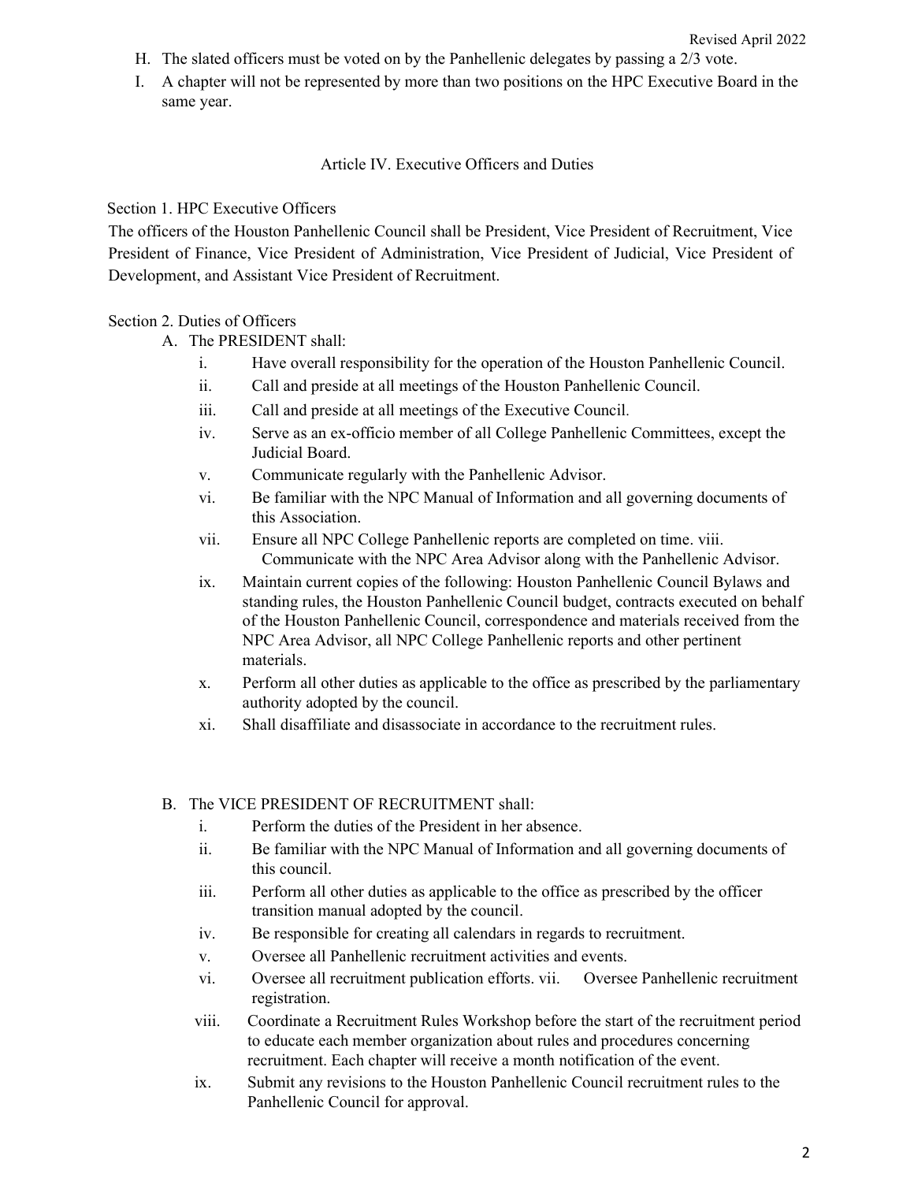H. The slated officers must be voted on by the Panhellenic delegates by passing a 2/3 vote.
I. A chapter will not be represented by more than two positions on the HPC Executive Board in the same year.

## Article IV. Executive Officers and Duties

### Section 1. HPC Executive Officers

The officers of the Houston Panhellenic Council shall be President, Vice President of Recruitment, Vice President of Finance, Vice President of Administration, Vice President of Judicial, Vice President of Development, and Assistant Vice President of Recruitment.

### Section 2. Duties of Officers

A. The PRESIDENT shall:
   i. Have overall responsibility for the operation of the Houston Panhellenic Council.
   ii. Call and preside at all meetings of the Houston Panhellenic Council.
   iii. Call and preside at all meetings of the Executive Council.
   iv. Serve as an ex-officio member of all College Panhellenic Committees, except the Judicial Board.
   v. Communicate regularly with the Panhellenic Advisor.
   vi. Be familiar with the NPC Manual of Information and all governing documents of this Association.
   vii. Ensure all NPC College Panhellenic reports are completed on time.
   viii. Communicate with the NPC Area Advisor along with the Panhellenic Advisor.
   ix. Maintain current copies of the following: Houston Panhellenic Council Bylaws and standing rules, the Houston Panhellenic Council budget, contracts executed on behalf of the Houston Panhellenic Council, correspondence and materials received from the NPC Area Advisor, all NPC College Panhellenic reports and other pertinent materials.
   x. Perform all other duties as applicable to the office as prescribed by the parliamentary authority adopted by the council.
   xi. Shall disaffiliate and disassociate in accordance to the recruitment rules.

B. The VICE PRESIDENT OF RECRUITMENT shall:
   i. Perform the duties of the President in her absence.
   ii. Be familiar with the NPC Manual of Information and all governing documents of this council.
   iii. Perform all other duties as applicable to the office as prescribed by the officer transition manual adopted by the council.
   iv. Be responsible for creating all calendars in regards to recruitment.
   v. Oversee all Panhellenic recruitment activities and events.
   vi. Oversee all recruitment publication efforts.
   vii. Oversee Panhellenic recruitment registration.
   viii. Coordinate a Recruitment Rules Workshop before the start of the recruitment period to educate each member organization about rules and procedures concerning recruitment. Each chapter will receive a month notification of the event.
   ix. Submit any revisions to the Houston Panhellenic Council recruitment rules to the Panhellenic Council for approval.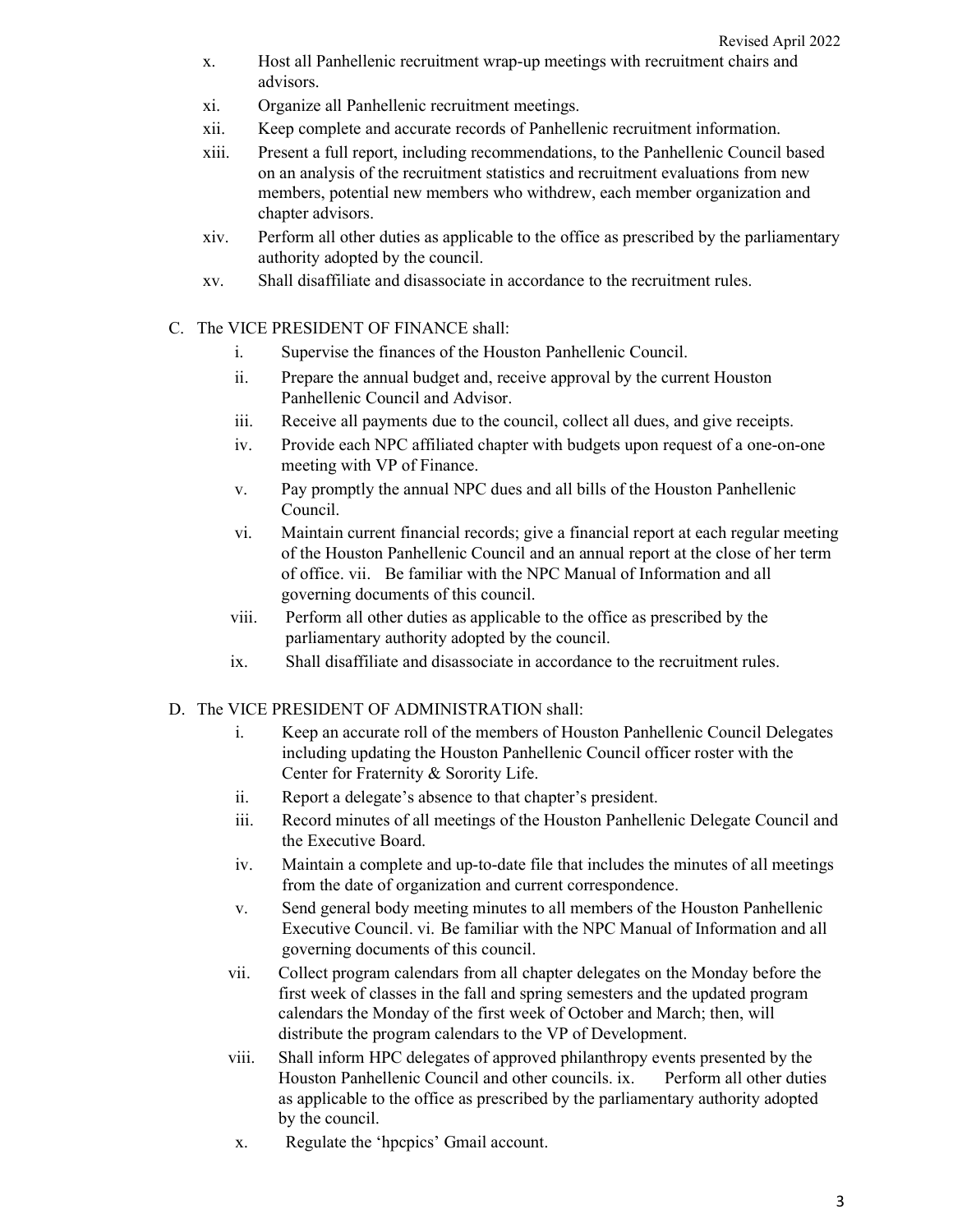- x. Host all Panhellenic recruitment wrap-up meetings with recruitment chairs and advisors.
- xi. Organize all Panhellenic recruitment meetings.
- xii. Keep complete and accurate records of Panhellenic recruitment information.
- xiii. Present a full report, including recommendations, to the Panhellenic Council based on an analysis of the recruitment statistics and recruitment evaluations from new members, potential new members who withdrew, each member organization and chapter advisors.
- xiv. Perform all other duties as applicable to the office as prescribed by the parliamentary authority adopted by the council.
- xv. Shall disaffiliate and disassociate in accordance to the recruitment rules.

C. The VICE PRESIDENT OF FINANCE shall:

- i. Supervise the finances of the Houston Panhellenic Council.
- ii. Prepare the annual budget and, receive approval by the current Houston Panhellenic Council and Advisor.
- iii. Receive all payments due to the council, collect all dues, and give receipts.
- iv. Provide each NPC affiliated chapter with budgets upon request of a one-on-one meeting with VP of Finance.
- v. Pay promptly the annual NPC dues and all bills of the Houston Panhellenic Council.
- vi. Maintain current financial records; give a financial report at each regular meeting of the Houston Panhellenic Council and an annual report at the close of her term of office. vii. Be familiar with the NPC Manual of Information and all governing documents of this council.
- viii. Perform all other duties as applicable to the office as prescribed by the parliamentary authority adopted by the council.
- ix. Shall disaffiliate and disassociate in accordance to the recruitment rules.

D. The VICE PRESIDENT OF ADMINISTRATION shall:

- i. Keep an accurate roll of the members of Houston Panhellenic Council Delegates including updating the Houston Panhellenic Council officer roster with the Center for Fraternity & Sorority Life.
- ii. Report a delegate's absence to that chapter's president.
- iii. Record minutes of all meetings of the Houston Panhellenic Delegate Council and the Executive Board.
- iv. Maintain a complete and up-to-date file that includes the minutes of all meetings from the date of organization and current correspondence.
- v. Send general body meeting minutes to all members of the Houston Panhellenic Executive Council. vi. Be familiar with the NPC Manual of Information and all governing documents of this council.
- vii. Collect program calendars from all chapter delegates on the Monday before the first week of classes in the fall and spring semesters and the updated program calendars the Monday of the first week of October and March; then, will distribute the program calendars to the VP of Development.
- viii. Shall inform HPC delegates of approved philanthropy events presented by the Houston Panhellenic Council and other councils. ix. Perform all other duties as applicable to the office as prescribed by the parliamentary authority adopted by the council.
- x. Regulate the 'hpcpics' Gmail account.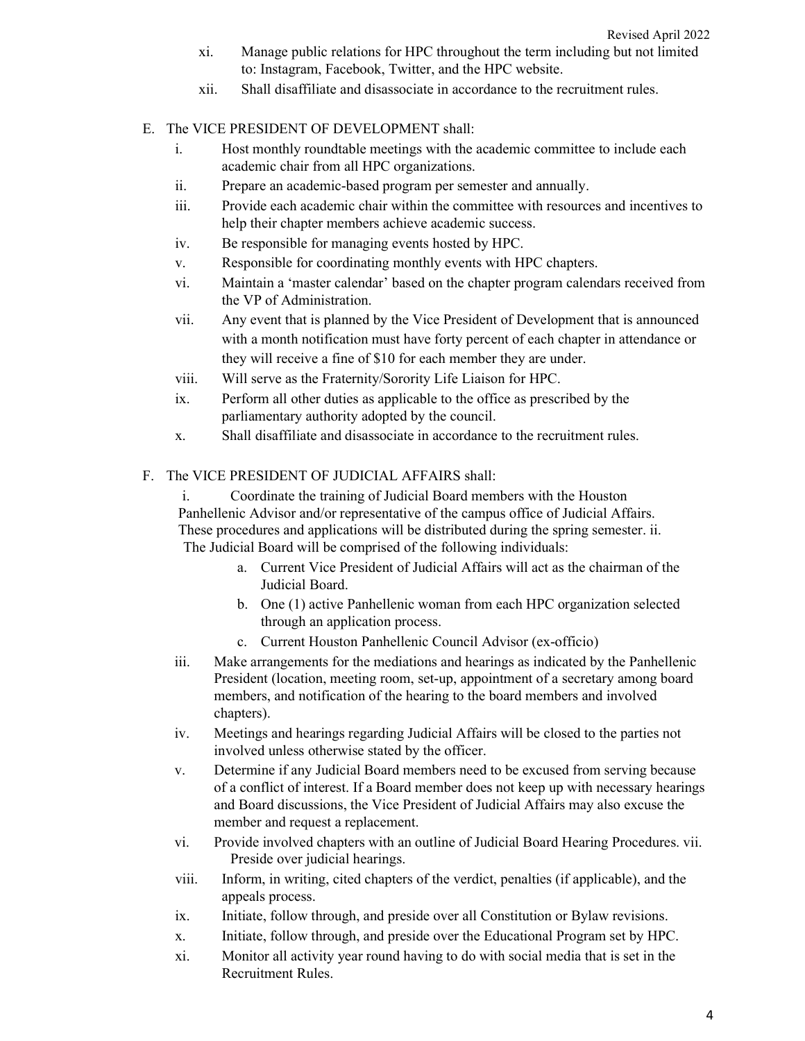xi. Manage public relations for HPC throughout the term including but not limited to: Instagram, Facebook, Twitter, and the HPC website.

xii. Shall disaffiliate and disassociate in accordance to the recruitment rules.

E. The VICE PRESIDENT OF DEVELOPMENT shall:

i. Host monthly roundtable meetings with the academic committee to include each academic chair from all HPC organizations.

ii. Prepare an academic-based program per semester and annually.

iii. Provide each academic chair within the committee with resources and incentives to help their chapter members achieve academic success.

iv. Be responsible for managing events hosted by HPC.

v. Responsible for coordinating monthly events with HPC chapters.

vi. Maintain a 'master calendar' based on the chapter program calendars received from the VP of Administration.

vii. Any event that is planned by the Vice President of Development that is announced with a month notification must have forty percent of each chapter in attendance or they will receive a fine of $10 for each member they are under.

viii. Will serve as the Fraternity/Sorority Life Liaison for HPC.

ix. Perform all other duties as applicable to the office as prescribed by the parliamentary authority adopted by the council.

x. Shall disaffiliate and disassociate in accordance to the recruitment rules.

F. The VICE PRESIDENT OF JUDICIAL AFFAIRS shall:

i. Coordinate the training of Judicial Board members with the Houston Panhellenic Advisor and/or representative of the campus office of Judicial Affairs. These procedures and applications will be distributed during the spring semester.

ii. The Judicial Board will be comprised of the following individuals:

a. Current Vice President of Judicial Affairs will act as the chairman of the Judicial Board.

b. One (1) active Panhellenic woman from each HPC organization selected through an application process.

c. Current Houston Panhellenic Council Advisor (ex-officio)

iii. Make arrangements for the mediations and hearings as indicated by the Panhellenic President (location, meeting room, set-up, appointment of a secretary among board members, and notification of the hearing to the board members and involved chapters).

iv. Meetings and hearings regarding Judicial Affairs will be closed to the parties not involved unless otherwise stated by the officer.

v. Determine if any Judicial Board members need to be excused from serving because of a conflict of interest. If a Board member does not keep up with necessary hearings and Board discussions, the Vice President of Judicial Affairs may also excuse the member and request a replacement.

vi. Provide involved chapters with an outline of Judicial Board Hearing Procedures.

vii. Preside over judicial hearings.

viii. Inform, in writing, cited chapters of the verdict, penalties (if applicable), and the appeals process.

ix. Initiate, follow through, and preside over all Constitution or Bylaw revisions.

x. Initiate, follow through, and preside over the Educational Program set by HPC.

xi. Monitor all activity year round having to do with social media that is set in the Recruitment Rules.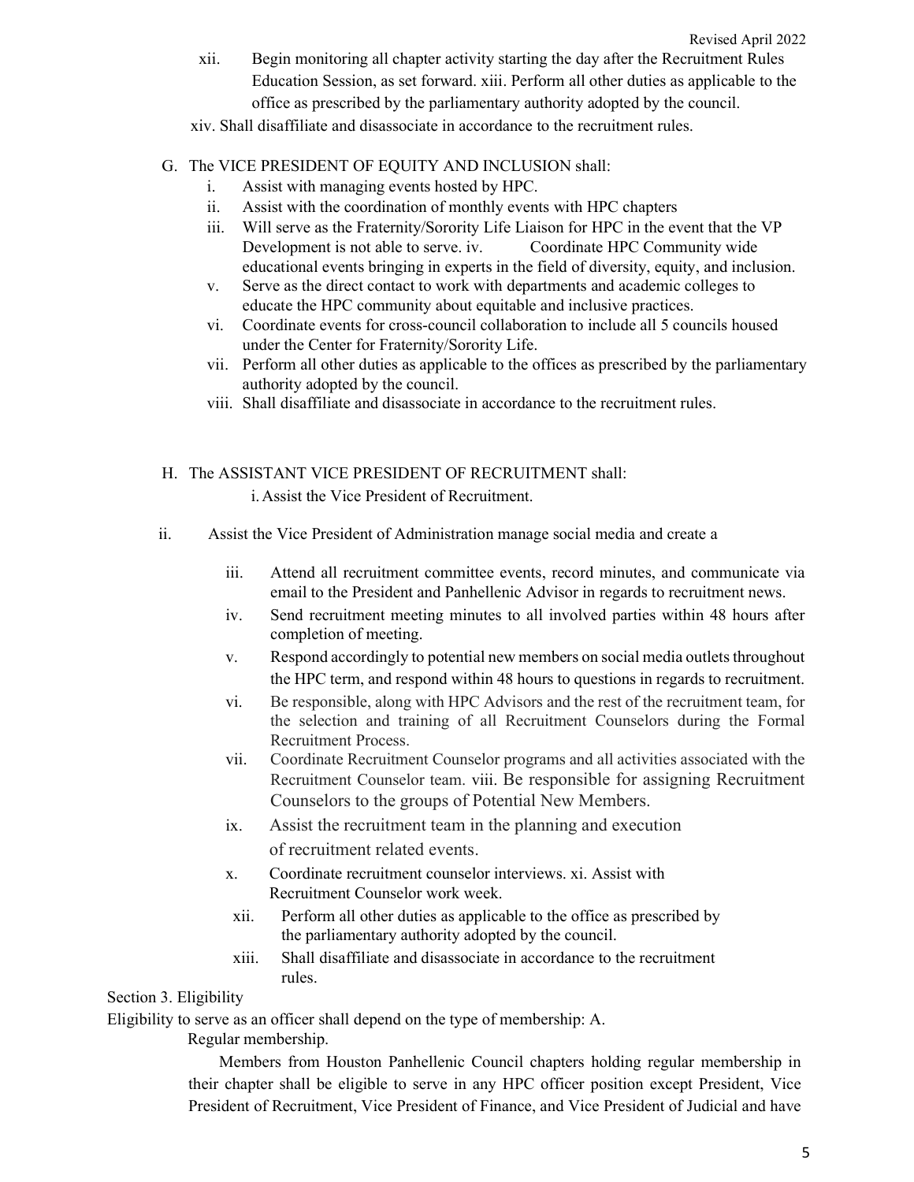xii. Begin monitoring all chapter activity starting the day after the Recruitment Rules Education Session, as set forward.

xiii. Perform all other duties as applicable to the office as prescribed by the parliamentary authority adopted by the council.

xiv. Shall disaffiliate and disassociate in accordance to the recruitment rules.

G. The VICE PRESIDENT OF EQUITY AND INCLUSION shall:

i. Assist with managing events hosted by HPC.

ii. Assist with the coordination of monthly events with HPC chapters

iii. Will serve as the Fraternity/Sorority Life Liaison for HPC in the event that the VP Development is not able to serve.

iv. Coordinate HPC Community wide educational events bringing in experts in the field of diversity, equity, and inclusion.

v. Serve as the direct contact to work with departments and academic colleges to educate the HPC community about equitable and inclusive practices.

vi. Coordinate events for cross-council collaboration to include all 5 councils housed under the Center for Fraternity/Sorority Life.

vii. Perform all other duties as applicable to the offices as prescribed by the parliamentary authority adopted by the council.

viii. Shall disaffiliate and disassociate in accordance to the recruitment rules.

H. The ASSISTANT VICE PRESIDENT OF RECRUITMENT shall:

i. Assist the Vice President of Recruitment.

ii. Assist the Vice President of Administration manage social media and create a

iii. Attend all recruitment committee events, record minutes, and communicate via email to the President and Panhellenic Advisor in regards to recruitment news.

iv. Send recruitment meeting minutes to all involved parties within 48 hours after completion of meeting.

v. Respond accordingly to potential new members on social media outlets throughout the HPC term, and respond within 48 hours to questions in regards to recruitment.

vi. Be responsible, along with HPC Advisors and the rest of the recruitment team, for the selection and training of all Recruitment Counselors during the Formal Recruitment Process.

vii. Coordinate Recruitment Counselor programs and all activities associated with the Recruitment Counselor team.

viii. Be responsible for assigning Recruitment Counselors to the groups of Potential New Members.

ix. Assist the recruitment team in the planning and execution of recruitment related events.

x. Coordinate recruitment counselor interviews.

xi. Assist with Recruitment Counselor work week.

xii. Perform all other duties as applicable to the office as prescribed by the parliamentary authority adopted by the council.

xiii. Shall disaffiliate and disassociate in accordance to the recruitment rules.

Section 3. Eligibility

Eligibility to serve as an officer shall depend on the type of membership:

A. Regular membership.

Members from Houston Panhellenic Council chapters holding regular membership in their chapter shall be eligible to serve in any HPC officer position except President, Vice President of Recruitment, Vice President of Finance, and Vice President of Judicial and have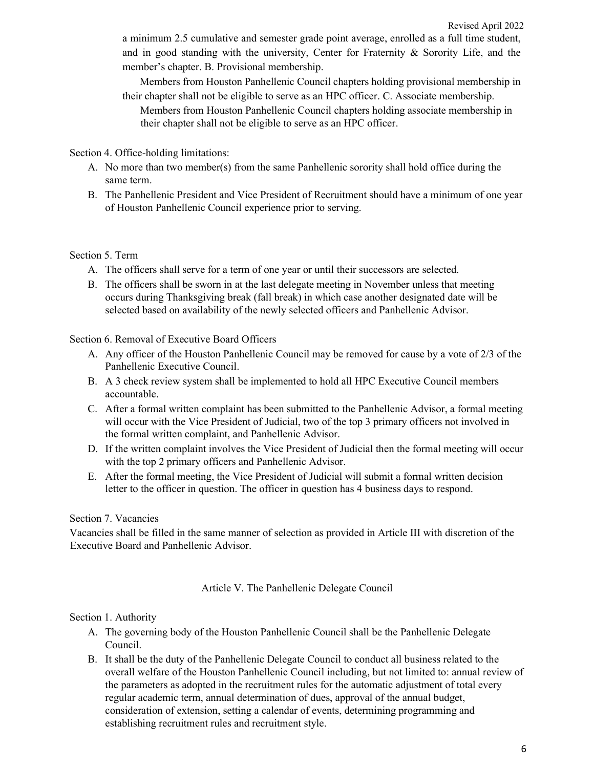a minimum 2.5 cumulative and semester grade point average, enrolled as a full time student, and in good standing with the university, Center for Fraternity & Sorority Life, and the member's chapter. B. Provisional membership.

Members from Houston Panhellenic Council chapters holding provisional membership in their chapter shall not be eligible to serve as an HPC officer. C. Associate membership.

Members from Houston Panhellenic Council chapters holding associate membership in their chapter shall not be eligible to serve as an HPC officer.

Section 4. Office-holding limitations:

A. No more than two member(s) from the same Panhellenic sorority shall hold office during the same term.
B. The Panhellenic President and Vice President of Recruitment should have a minimum of one year of Houston Panhellenic Council experience prior to serving.

Section 5. Term

A. The officers shall serve for a term of one year or until their successors are selected.
B. The officers shall be sworn in at the last delegate meeting in November unless that meeting occurs during Thanksgiving break (fall break) in which case another designated date will be selected based on availability of the newly selected officers and Panhellenic Advisor.

Section 6. Removal of Executive Board Officers

A. Any officer of the Houston Panhellenic Council may be removed for cause by a vote of 2/3 of the Panhellenic Executive Council.
B. A 3 check review system shall be implemented to hold all HPC Executive Council members accountable.
C. After a formal written complaint has been submitted to the Panhellenic Advisor, a formal meeting will occur with the Vice President of Judicial, two of the top 3 primary officers not involved in the formal written complaint, and Panhellenic Advisor.
D. If the written complaint involves the Vice President of Judicial then the formal meeting will occur with the top 2 primary officers and Panhellenic Advisor.
E. After the formal meeting, the Vice President of Judicial will submit a formal written decision letter to the officer in question. The officer in question has 4 business days to respond.

Section 7. Vacancies

Vacancies shall be filled in the same manner of selection as provided in Article III with discretion of the Executive Board and Panhellenic Advisor.

## Article V. The Panhellenic Delegate Council

Section 1. Authority

A. The governing body of the Houston Panhellenic Council shall be the Panhellenic Delegate Council.
B. It shall be the duty of the Panhellenic Delegate Council to conduct all business related to the overall welfare of the Houston Panhellenic Council including, but not limited to: annual review of the parameters as adopted in the recruitment rules for the automatic adjustment of total every regular academic term, annual determination of dues, approval of the annual budget, consideration of extension, setting a calendar of events, determining programming and establishing recruitment rules and recruitment style.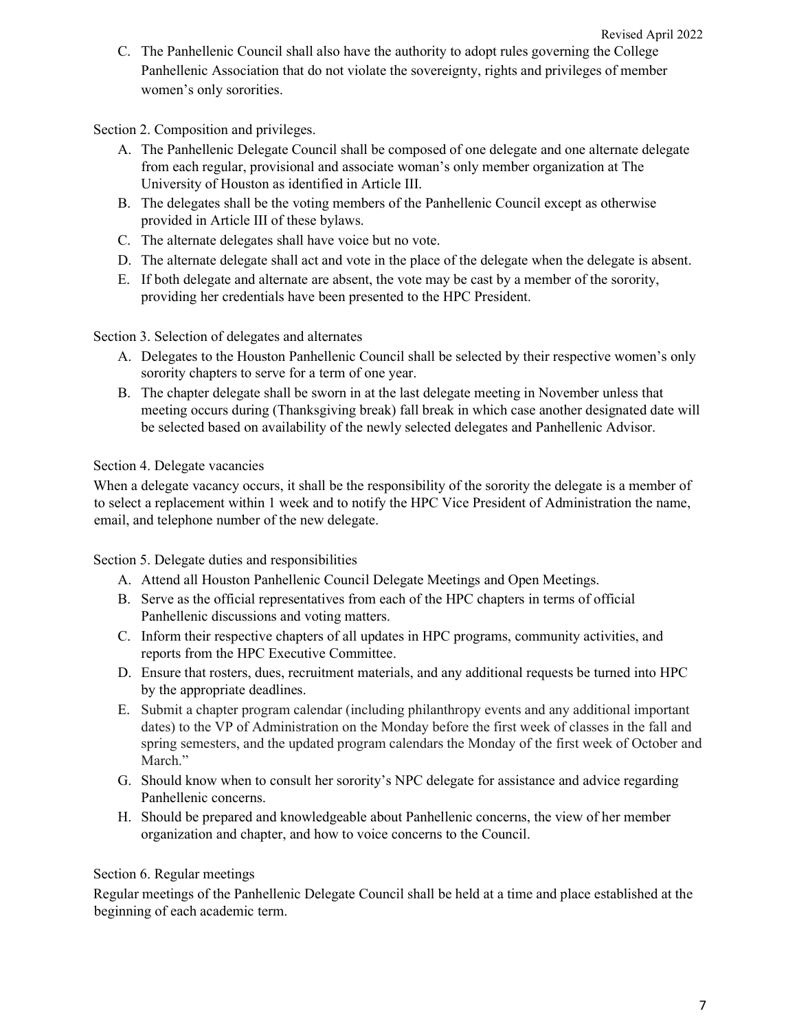C. The Panhellenic Council shall also have the authority to adopt rules governing the College Panhellenic Association that do not violate the sovereignty, rights and privileges of member women's only sororities.

Section 2. Composition and privileges.

A. The Panhellenic Delegate Council shall be composed of one delegate and one alternate delegate from each regular, provisional and associate woman's only member organization at The University of Houston as identified in Article III.
B. The delegates shall be the voting members of the Panhellenic Council except as otherwise provided in Article III of these bylaws.
C. The alternate delegates shall have voice but no vote.
D. The alternate delegate shall act and vote in the place of the delegate when the delegate is absent.
E. If both delegate and alternate are absent, the vote may be cast by a member of the sorority, providing her credentials have been presented to the HPC President.

Section 3. Selection of delegates and alternates

A. Delegates to the Houston Panhellenic Council shall be selected by their respective women's only sorority chapters to serve for a term of one year.
B. The chapter delegate shall be sworn in at the last delegate meeting in November unless that meeting occurs during (Thanksgiving break) fall break in which case another designated date will be selected based on availability of the newly selected delegates and Panhellenic Advisor.

Section 4. Delegate vacancies

When a delegate vacancy occurs, it shall be the responsibility of the sorority the delegate is a member of to select a replacement within 1 week and to notify the HPC Vice President of Administration the name, email, and telephone number of the new delegate.

Section 5. Delegate duties and responsibilities

A. Attend all Houston Panhellenic Council Delegate Meetings and Open Meetings.
B. Serve as the official representatives from each of the HPC chapters in terms of official Panhellenic discussions and voting matters.
C. Inform their respective chapters of all updates in HPC programs, community activities, and reports from the HPC Executive Committee.
D. Ensure that rosters, dues, recruitment materials, and any additional requests be turned into HPC by the appropriate deadlines.
E. Submit a chapter program calendar (including philanthropy events and any additional important dates) to the VP of Administration on the Monday before the first week of classes in the fall and spring semesters, and the updated program calendars the Monday of the first week of October and March."
G. Should know when to consult her sorority's NPC delegate for assistance and advice regarding Panhellenic concerns.
H. Should be prepared and knowledgeable about Panhellenic concerns, the view of her member organization and chapter, and how to voice concerns to the Council.

Section 6. Regular meetings

Regular meetings of the Panhellenic Delegate Council shall be held at a time and place established at the beginning of each academic term.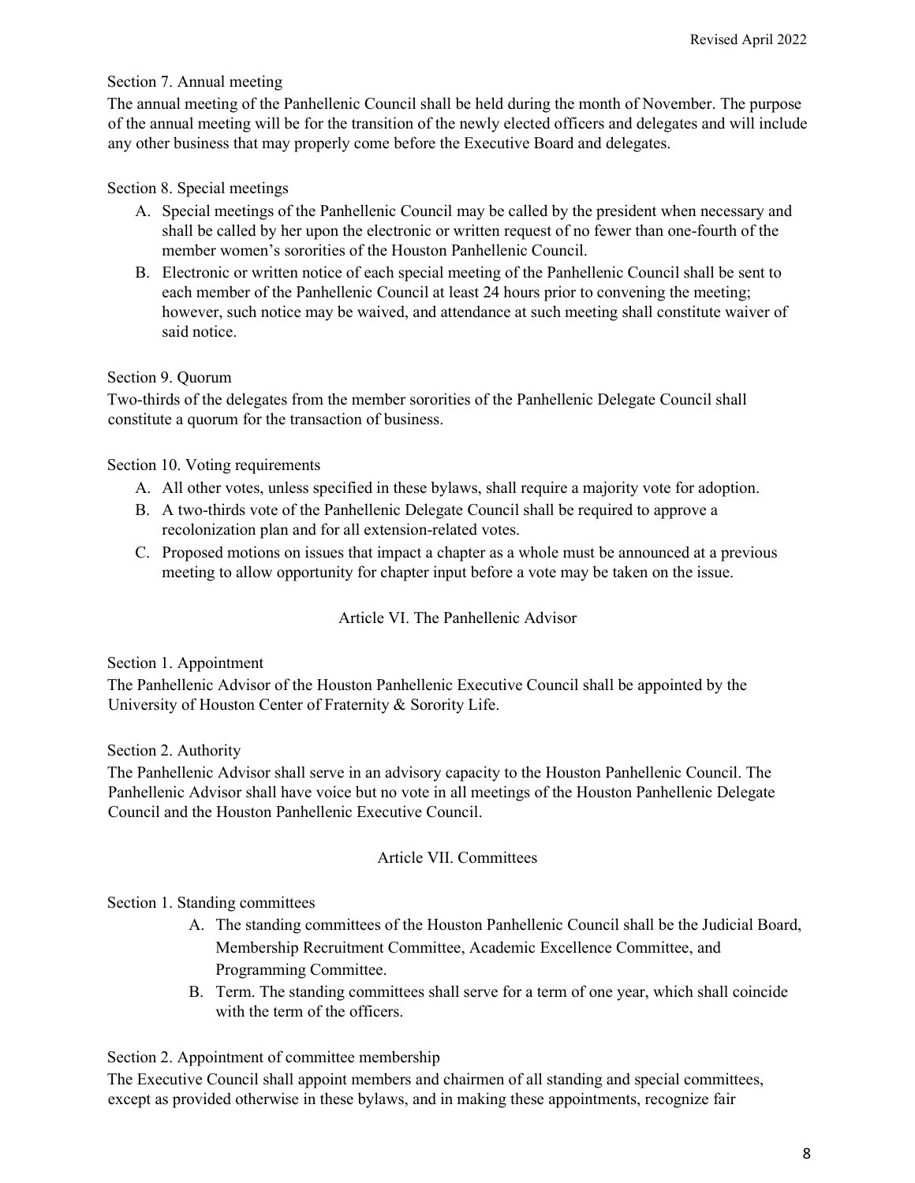Section 7. Annual meeting

The annual meeting of the Panhellenic Council shall be held during the month of November. The purpose of the annual meeting will be for the transition of the newly elected officers and delegates and will include any other business that may properly come before the Executive Board and delegates.

Section 8. Special meetings

A. Special meetings of the Panhellenic Council may be called by the president when necessary and shall be called by her upon the electronic or written request of no fewer than one-fourth of the member women's sororities of the Houston Panhellenic Council.
B. Electronic or written notice of each special meeting of the Panhellenic Council shall be sent to each member of the Panhellenic Council at least 24 hours prior to convening the meeting; however, such notice may be waived, and attendance at such meeting shall constitute waiver of said notice.

Section 9. Quorum

Two-thirds of the delegates from the member sororities of the Panhellenic Delegate Council shall constitute a quorum for the transaction of business.

Section 10. Voting requirements

A. All other votes, unless specified in these bylaws, shall require a majority vote for adoption.
B. A two-thirds vote of the Panhellenic Delegate Council shall be required to approve a recolonization plan and for all extension-related votes.
C. Proposed motions on issues that impact a chapter as a whole must be announced at a previous meeting to allow opportunity for chapter input before a vote may be taken on the issue.

## Article VI. The Panhellenic Advisor

Section 1. Appointment

The Panhellenic Advisor of the Houston Panhellenic Executive Council shall be appointed by the University of Houston Center of Fraternity & Sorority Life.

Section 2. Authority

The Panhellenic Advisor shall serve in an advisory capacity to the Houston Panhellenic Council. The Panhellenic Advisor shall have voice but no vote in all meetings of the Houston Panhellenic Delegate Council and the Houston Panhellenic Executive Council.

## Article VII. Committees

Section 1. Standing committees

A. The standing committees of the Houston Panhellenic Council shall be the Judicial Board, Membership Recruitment Committee, Academic Excellence Committee, and Programming Committee.
B. Term. The standing committees shall serve for a term of one year, which shall coincide with the term of the officers.

Section 2. Appointment of committee membership

The Executive Council shall appoint members and chairmen of all standing and special committees, except as provided otherwise in these bylaws, and in making these appointments, recognize fair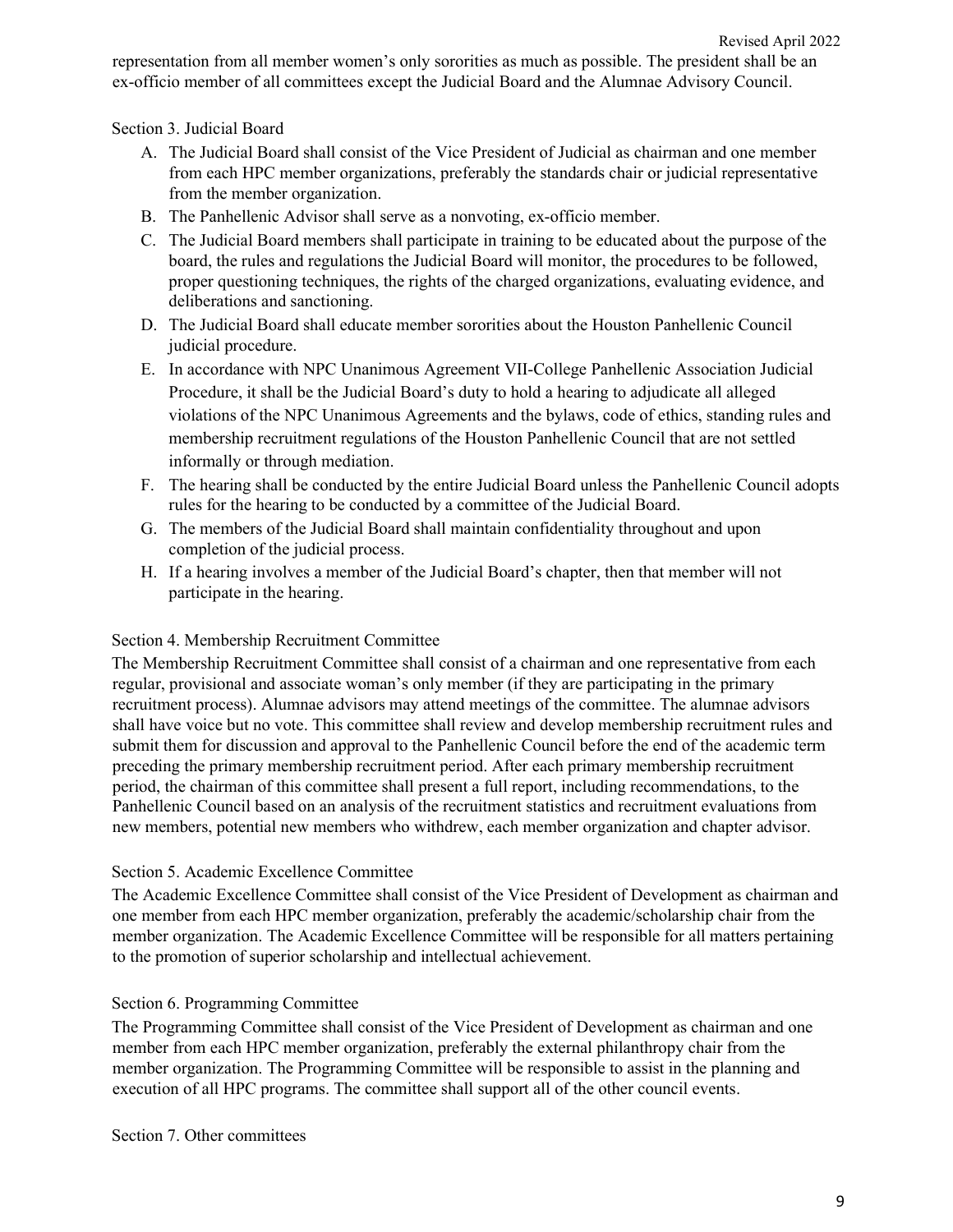representation from all member women's only sororities as much as possible. The president shall be an ex-officio member of all committees except the Judicial Board and the Alumnae Advisory Council.

Section 3. Judicial Board

A. The Judicial Board shall consist of the Vice President of Judicial as chairman and one member from each HPC member organizations, preferably the standards chair or judicial representative from the member organization.
B. The Panhellenic Advisor shall serve as a nonvoting, ex-officio member.
C. The Judicial Board members shall participate in training to be educated about the purpose of the board, the rules and regulations the Judicial Board will monitor, the procedures to be followed, proper questioning techniques, the rights of the charged organizations, evaluating evidence, and deliberations and sanctioning.
D. The Judicial Board shall educate member sororities about the Houston Panhellenic Council judicial procedure.
E. In accordance with NPC Unanimous Agreement VII-College Panhellenic Association Judicial Procedure, it shall be the Judicial Board's duty to hold a hearing to adjudicate all alleged violations of the NPC Unanimous Agreements and the bylaws, code of ethics, standing rules and membership recruitment regulations of the Houston Panhellenic Council that are not settled informally or through mediation.
F. The hearing shall be conducted by the entire Judicial Board unless the Panhellenic Council adopts rules for the hearing to be conducted by a committee of the Judicial Board.
G. The members of the Judicial Board shall maintain confidentiality throughout and upon completion of the judicial process.
H. If a hearing involves a member of the Judicial Board's chapter, then that member will not participate in the hearing.

Section 4. Membership Recruitment Committee

The Membership Recruitment Committee shall consist of a chairman and one representative from each regular, provisional and associate woman's only member (if they are participating in the primary recruitment process). Alumnae advisors may attend meetings of the committee. The alumnae advisors shall have voice but no vote. This committee shall review and develop membership recruitment rules and submit them for discussion and approval to the Panhellenic Council before the end of the academic term preceding the primary membership recruitment period. After each primary membership recruitment period, the chairman of this committee shall present a full report, including recommendations, to the Panhellenic Council based on an analysis of the recruitment statistics and recruitment evaluations from new members, potential new members who withdrew, each member organization and chapter advisor.

Section 5. Academic Excellence Committee

The Academic Excellence Committee shall consist of the Vice President of Development as chairman and one member from each HPC member organization, preferably the academic/scholarship chair from the member organization. The Academic Excellence Committee will be responsible for all matters pertaining to the promotion of superior scholarship and intellectual achievement.

Section 6. Programming Committee

The Programming Committee shall consist of the Vice President of Development as chairman and one member from each HPC member organization, preferably the external philanthropy chair from the member organization. The Programming Committee will be responsible to assist in the planning and execution of all HPC programs. The committee shall support all of the other council events.

Section 7. Other committees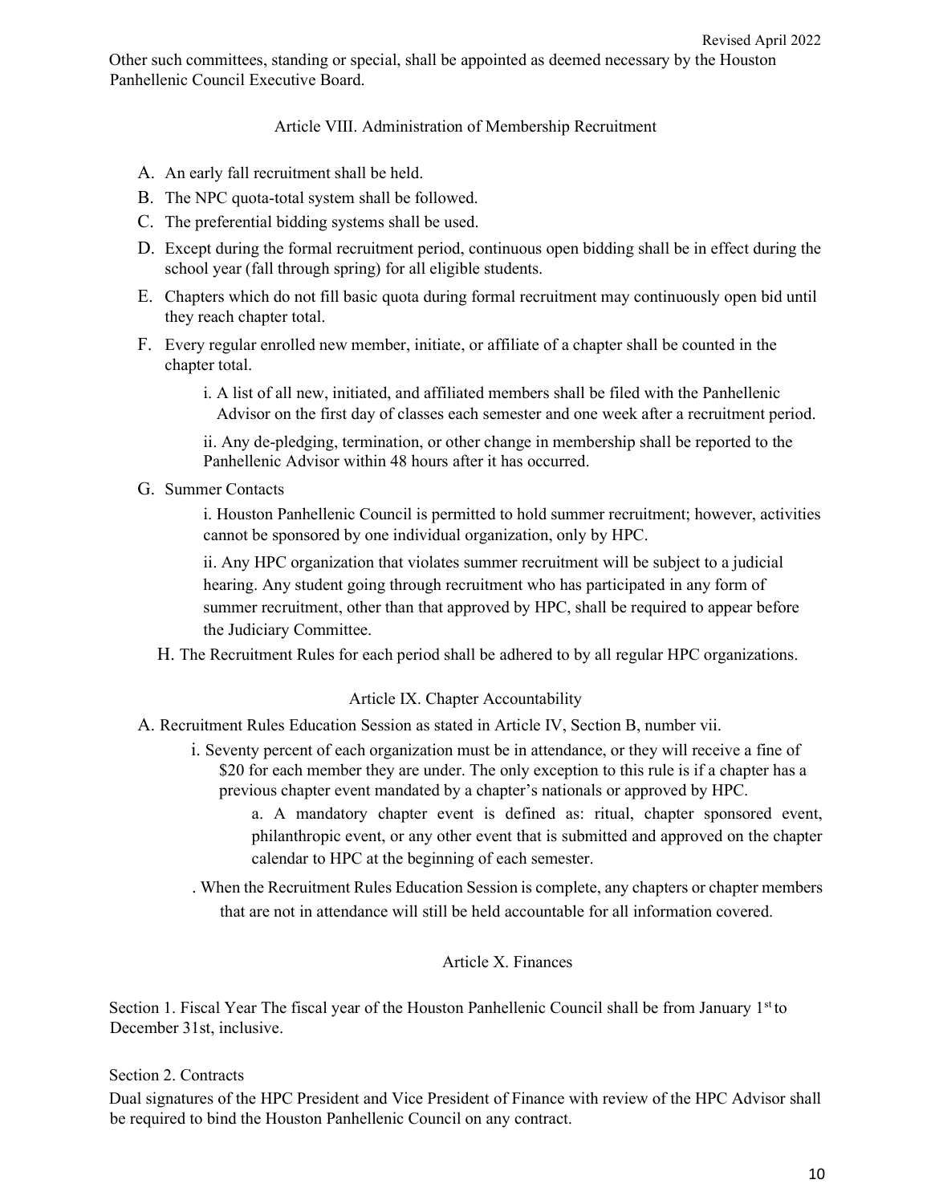Other such committees, standing or special, shall be appointed as deemed necessary by the Houston Panhellenic Council Executive Board.

## Article VIII. Administration of Membership Recruitment

A. An early fall recruitment shall be held.

B. The NPC quota-total system shall be followed.

C. The preferential bidding systems shall be used.

D. Except during the formal recruitment period, continuous open bidding shall be in effect during the school year (fall through spring) for all eligible students.

E. Chapters which do not fill basic quota during formal recruitment may continuously open bid until they reach chapter total.

F. Every regular enrolled new member, initiate, or affiliate of a chapter shall be counted in the chapter total.

   i. A list of all new, initiated, and affiliated members shall be filed with the Panhellenic Advisor on the first day of classes each semester and one week after a recruitment period.

   ii. Any de-pledging, termination, or other change in membership shall be reported to the Panhellenic Advisor within 48 hours after it has occurred.

G. Summer Contacts

   i. Houston Panhellenic Council is permitted to hold summer recruitment; however, activities cannot be sponsored by one individual organization, only by HPC.

   ii. Any HPC organization that violates summer recruitment will be subject to a judicial hearing. Any student going through recruitment who has participated in any form of summer recruitment, other than that approved by HPC, shall be required to appear before the Judiciary Committee.

H. The Recruitment Rules for each period shall be adhered to by all regular HPC organizations.

## Article IX. Chapter Accountability

A. Recruitment Rules Education Session as stated in Article IV, Section B, number vii.

   i. Seventy percent of each organization must be in attendance, or they will receive a fine of $20 for each member they are under. The only exception to this rule is if a chapter has a previous chapter event mandated by a chapter's nationals or approved by HPC.

      a. A mandatory chapter event is defined as: ritual, chapter sponsored event, philanthropic event, or any other event that is submitted and approved on the chapter calendar to HPC at the beginning of each semester.

   . When the Recruitment Rules Education Session is complete, any chapters or chapter members that are not in attendance will still be held accountable for all information covered.

## Article X. Finances

Section 1. Fiscal Year The fiscal year of the Houston Panhellenic Council shall be from January 1st to December 31st, inclusive.

Section 2. Contracts

Dual signatures of the HPC President and Vice President of Finance with review of the HPC Advisor shall be required to bind the Houston Panhellenic Council on any contract.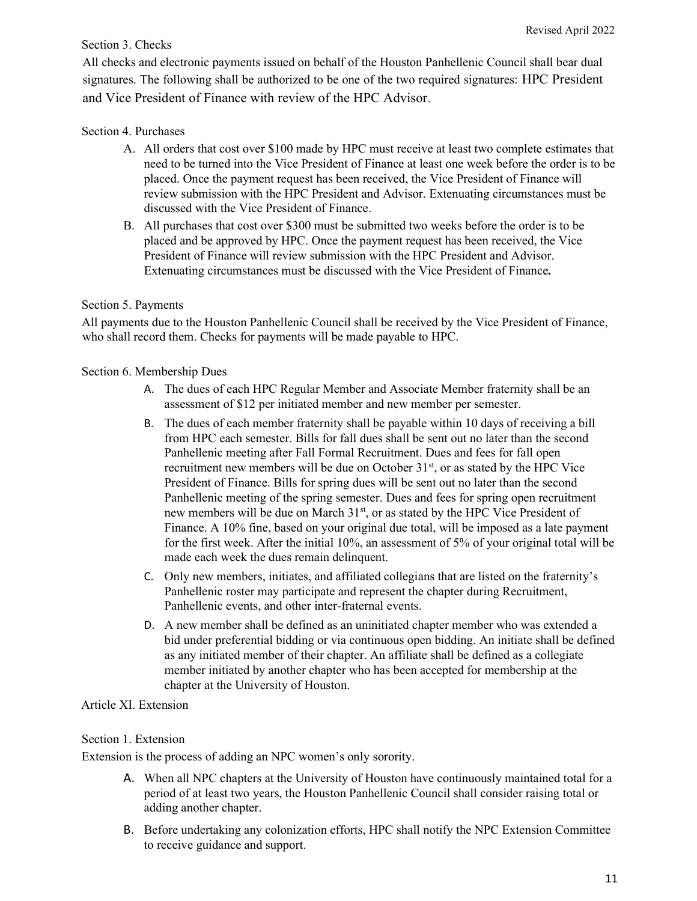### Section 3. Checks

All checks and electronic payments issued on behalf of the Houston Panhellenic Council shall bear dual signatures. The following shall be authorized to be one of the two required signatures: HPC President and Vice President of Finance with review of the HPC Advisor.

### Section 4. Purchases

A. All orders that cost over $100 made by HPC must receive at least two complete estimates that need to be turned into the Vice President of Finance at least one week before the order is to be placed. Once the payment request has been received, the Vice President of Finance will review submission with the HPC President and Advisor. Extenuating circumstances must be discussed with the Vice President of Finance.

B. All purchases that cost over $300 must be submitted two weeks before the order is to be placed and be approved by HPC. Once the payment request has been received, the Vice President of Finance will review submission with the HPC President and Advisor. Extenuating circumstances must be discussed with the Vice President of Finance**.**

### Section 5. Payments

All payments due to the Houston Panhellenic Council shall be received by the Vice President of Finance, who shall record them. Checks for payments will be made payable to HPC.

### Section 6. Membership Dues

A. The dues of each HPC Regular Member and Associate Member fraternity shall be an assessment of $12 per initiated member and new member per semester.

B. The dues of each member fraternity shall be payable within 10 days of receiving a bill from HPC each semester. Bills for fall dues shall be sent out no later than the second Panhellenic meeting after Fall Formal Recruitment. Dues and fees for fall open recruitment new members will be due on October 31st, or as stated by the HPC Vice President of Finance. Bills for spring dues will be sent out no later than the second Panhellenic meeting of the spring semester. Dues and fees for spring open recruitment new members will be due on March 31st, or as stated by the HPC Vice President of Finance. A 10% fine, based on your original due total, will be imposed as a late payment for the first week. After the initial 10%, an assessment of 5% of your original total will be made each week the dues remain delinquent.

C. Only new members, initiates, and affiliated collegians that are listed on the fraternity's Panhellenic roster may participate and represent the chapter during Recruitment, Panhellenic events, and other inter-fraternal events.

D. A new member shall be defined as an uninitiated chapter member who was extended a bid under preferential bidding or via continuous open bidding. An initiate shall be defined as any initiated member of their chapter. An affiliate shall be defined as a collegiate member initiated by another chapter who has been accepted for membership at the chapter at the University of Houston.

## Article XI. Extension

### Section 1. Extension

Extension is the process of adding an NPC women's only sorority.

A. When all NPC chapters at the University of Houston have continuously maintained total for a period of at least two years, the Houston Panhellenic Council shall consider raising total or adding another chapter.

B. Before undertaking any colonization efforts, HPC shall notify the NPC Extension Committee to receive guidance and support.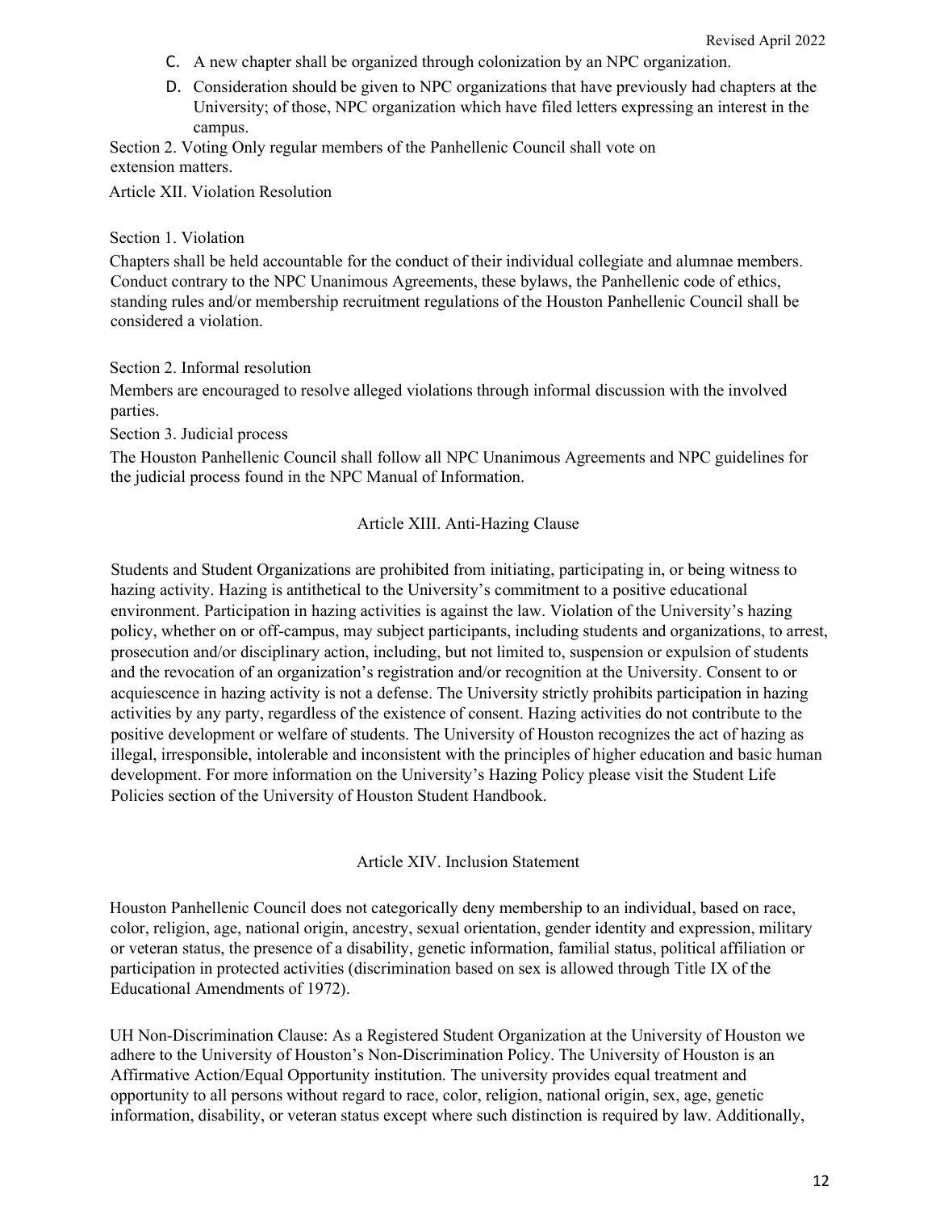C. A new chapter shall be organized through colonization by an NPC organization.

D. Consideration should be given to NPC organizations that have previously had chapters at the University; of those, NPC organization which have filed letters expressing an interest in the campus.

Section 2. Voting Only regular members of the Panhellenic Council shall vote on extension matters.

## Article XII. Violation Resolution

Section 1. Violation

Chapters shall be held accountable for the conduct of their individual collegiate and alumnae members. Conduct contrary to the NPC Unanimous Agreements, these bylaws, the Panhellenic code of ethics, standing rules and/or membership recruitment regulations of the Houston Panhellenic Council shall be considered a violation.

Section 2. Informal resolution

Members are encouraged to resolve alleged violations through informal discussion with the involved parties.

Section 3. Judicial process

The Houston Panhellenic Council shall follow all NPC Unanimous Agreements and NPC guidelines for the judicial process found in the NPC Manual of Information.

## Article XIII. Anti-Hazing Clause

Students and Student Organizations are prohibited from initiating, participating in, or being witness to hazing activity. Hazing is antithetical to the University's commitment to a positive educational environment. Participation in hazing activities is against the law. Violation of the University's hazing policy, whether on or off-campus, may subject participants, including students and organizations, to arrest, prosecution and/or disciplinary action, including, but not limited to, suspension or expulsion of students and the revocation of an organization's registration and/or recognition at the University. Consent to or acquiescence in hazing activity is not a defense. The University strictly prohibits participation in hazing activities by any party, regardless of the existence of consent. Hazing activities do not contribute to the positive development or welfare of students. The University of Houston recognizes the act of hazing as illegal, irresponsible, intolerable and inconsistent with the principles of higher education and basic human development. For more information on the University's Hazing Policy please visit the Student Life Policies section of the University of Houston Student Handbook.

## Article XIV. Inclusion Statement

Houston Panhellenic Council does not categorically deny membership to an individual, based on race, color, religion, age, national origin, ancestry, sexual orientation, gender identity and expression, military or veteran status, the presence of a disability, genetic information, familial status, political affiliation or participation in protected activities (discrimination based on sex is allowed through Title IX of the Educational Amendments of 1972).

UH Non-Discrimination Clause: As a Registered Student Organization at the University of Houston we adhere to the University of Houston's Non-Discrimination Policy. The University of Houston is an Affirmative Action/Equal Opportunity institution. The university provides equal treatment and opportunity to all persons without regard to race, color, religion, national origin, sex, age, genetic information, disability, or veteran status except where such distinction is required by law. Additionally,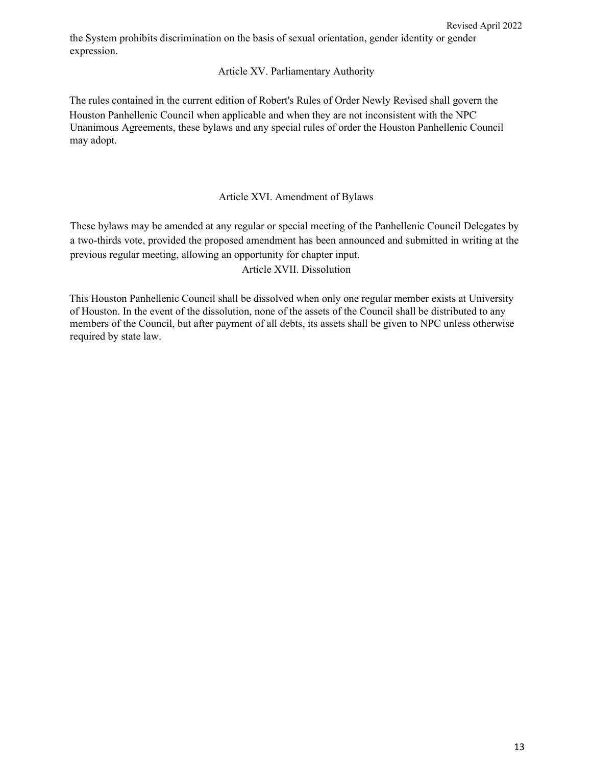the System prohibits discrimination on the basis of sexual orientation, gender identity or gender expression.

## Article XV. Parliamentary Authority

The rules contained in the current edition of Robert's Rules of Order Newly Revised shall govern the Houston Panhellenic Council when applicable and when they are not inconsistent with the NPC Unanimous Agreements, these bylaws and any special rules of order the Houston Panhellenic Council may adopt.

## Article XVI. Amendment of Bylaws

These bylaws may be amended at any regular or special meeting of the Panhellenic Council Delegates by a two-thirds vote, provided the proposed amendment has been announced and submitted in writing at the previous regular meeting, allowing an opportunity for chapter input.

## Article XVII. Dissolution

This Houston Panhellenic Council shall be dissolved when only one regular member exists at University of Houston. In the event of the dissolution, none of the assets of the Council shall be distributed to any members of the Council, but after payment of all debts, its assets shall be given to NPC unless otherwise required by state law.